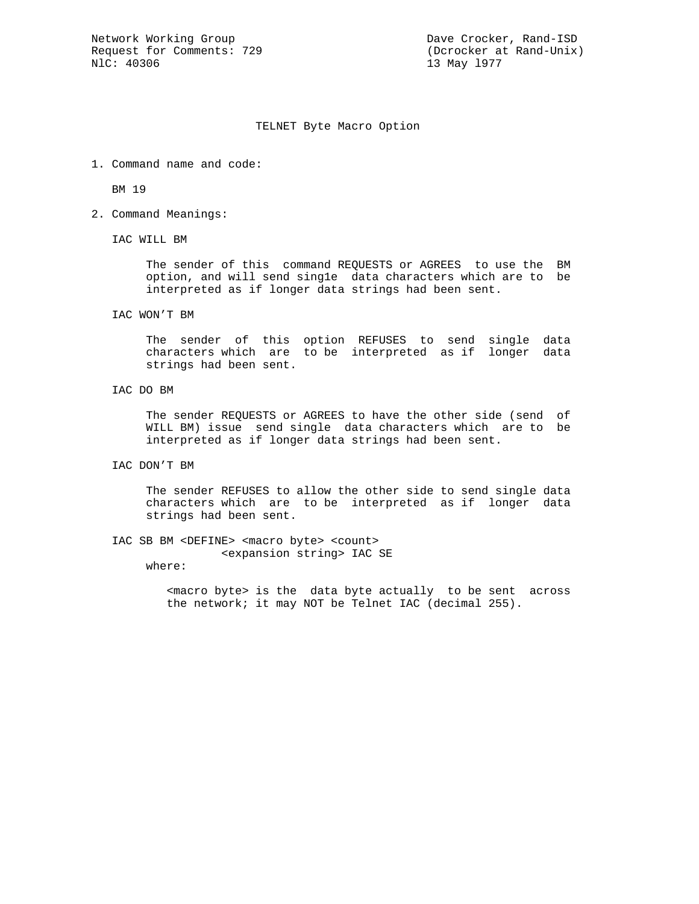Network Working Group Dave Crocker, Rand-ISD
Request for Comments: 729 (Dcrocker at Rand-Unix)
NlC: 40306 13 May l977

# TELNET Byte Macro Option

1. Command name and code:

   BM 19

2. Command Meanings:

   IAC WILL BM

   The sender of this command REQUESTS or AGREES to use the BM option, and will send sing1e data characters which are to be interpreted as if longer data strings had been sent.

   IAC WON'T BM

   The sender of this option REFUSES to send single data characters which are to be interpreted as if longer data strings had been sent.

   IAC DO BM

   The sender REQUESTS or AGREES to have the other side (send of WILL BM) issue send single data characters which are to be interpreted as if longer data strings had been sent.

   IAC DON'T BM

   The sender REFUSES to allow the other side to send single data characters which are to be interpreted as if longer data strings had been sent.

   IAC SB BM <DEFINE> <macro byte> <count>
   <expansion string> IAC SE

   where:

   <macro byte> is the data byte actually to be sent across the network; it may NOT be Telnet IAC (decimal 255).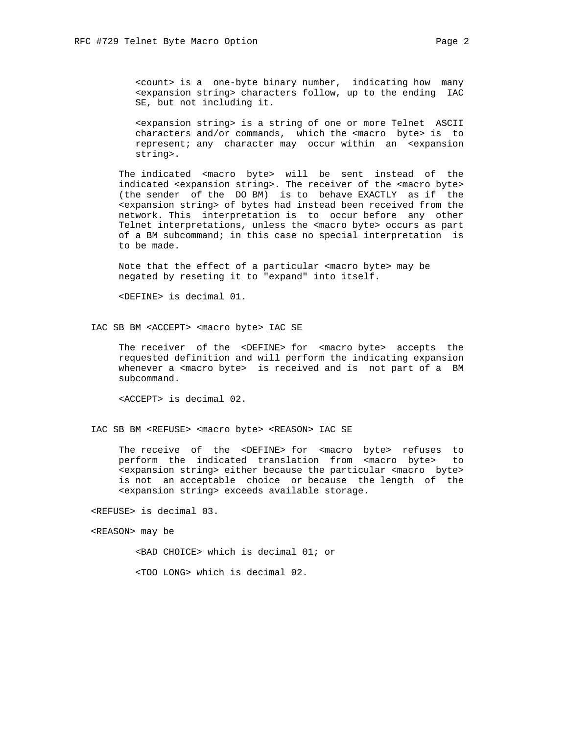<count> is a one-byte binary number, indicating how many <expansion string> characters follow, up to the ending IAC SE, but not including it.

<expansion string> is a string of one or more Telnet ASCII characters and/or commands, which the <macro byte> is to represent; any character may occur within an <expansion string>.

The indicated <macro byte> will be sent instead of the indicated <expansion string>. The receiver of the <macro byte> (the sender of the DO BM) is to behave EXACTLY as if the <expansion string> of bytes had instead been received from the network. This interpretation is to occur before any other Telnet interpretations, unless the <macro byte> occurs as part of a BM subcommand; in this case no special interpretation is to be made.

Note that the effect of a particular <macro byte> may be negated by reseting it to "expand" into itself.

<DEFINE> is decimal 01.

IAC SB BM <ACCEPT> <macro byte> IAC SE

The receiver of the <DEFINE> for <macro byte> accepts the requested definition and will perform the indicating expansion whenever a <macro byte> is received and is not part of a BM subcommand.

<ACCEPT> is decimal 02.

IAC SB BM <REFUSE> <macro byte> <REASON> IAC SE

The receive of the <DEFINE> for <macro byte> refuses to perform the indicated translation from <macro byte> to <expansion string> either because the particular <macro byte> is not an acceptable choice or because the length of the <expansion string> exceeds available storage.

<REFUSE> is decimal 03.

<REASON> may be

<BAD CHOICE> which is decimal 01; or

<TOO LONG> which is decimal 02.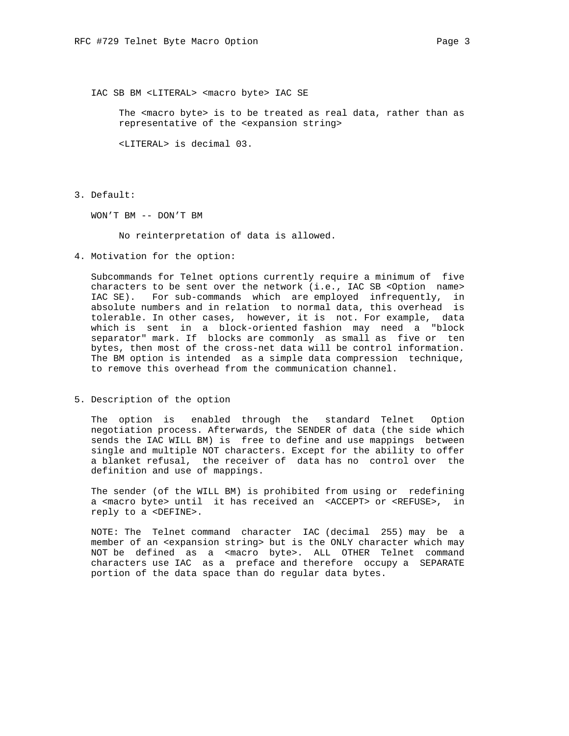IAC SB BM <LITERAL> <macro byte> IAC SE

The <macro byte> is to be treated as real data, rather than as representative of the <expansion string>

<LITERAL> is decimal 03.

3. Default:

WON'T BM -- DON'T BM

No reinterpretation of data is allowed.

4. Motivation for the option:

Subcommands for Telnet options currently require a minimum of five characters to be sent over the network (i.e., IAC SB <Option name> IAC SE). For sub-commands which are employed infrequently, in absolute numbers and in relation to normal data, this overhead is tolerable. In other cases, however, it is not. For example, data which is sent in a block-oriented fashion may need a "block separator" mark. If blocks are commonly as small as five or ten bytes, then most of the cross-net data will be control information. The BM option is intended as a simple data compression technique, to remove this overhead from the communication channel.

5. Description of the option

The option is enabled through the standard Telnet Option negotiation process. Afterwards, the SENDER of data (the side which sends the IAC WILL BM) is free to define and use mappings between single and multiple NOT characters. Except for the ability to offer a blanket refusal, the receiver of data has no control over the definition and use of mappings.

The sender (of the WILL BM) is prohibited from using or redefining a <macro byte> until it has received an <ACCEPT> or <REFUSE>, in reply to a <DEFINE>.

NOTE: The Telnet command character IAC (decimal 255) may be a member of an <expansion string> but is the ONLY character which may NOT be defined as a <macro byte>. ALL OTHER Telnet command characters use IAC as a preface and therefore occupy a SEPARATE portion of the data space than do regular data bytes.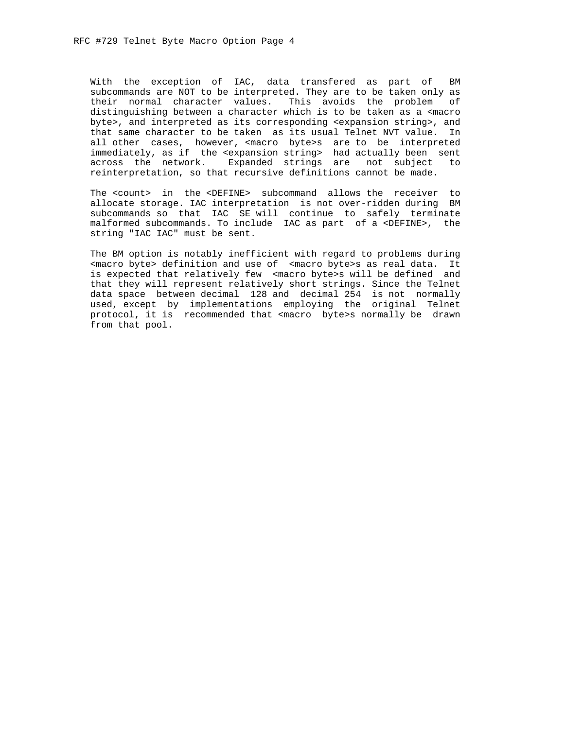With the exception of IAC, data transfered as part of BM subcommands are NOT to be interpreted. They are to be taken only as their normal character values. This avoids the problem of distinguishing between a character which is to be taken as a <macro byte>, and interpreted as its corresponding <expansion string>, and that same character to be taken as its usual Telnet NVT value. In all other cases, however, <macro byte>s are to be interpreted immediately, as if the <expansion string> had actually been sent across the network. Expanded strings are not subject to reinterpretation, so that recursive definitions cannot be made.

The <count> in the <DEFINE> subcommand allows the receiver to allocate storage. IAC interpretation is not over-ridden during BM subcommands so that IAC SE will continue to safely terminate malformed subcommands. To include IAC as part of a <DEFINE>, the string "IAC IAC" must be sent.

The BM option is notably inefficient with regard to problems during <macro byte> definition and use of <macro byte>s as real data. It is expected that relatively few <macro byte>s will be defined and that they will represent relatively short strings. Since the Telnet data space between decimal 128 and decimal 254 is not normally used, except by implementations employing the original Telnet protocol, it is recommended that <macro byte>s normally be drawn from that pool.